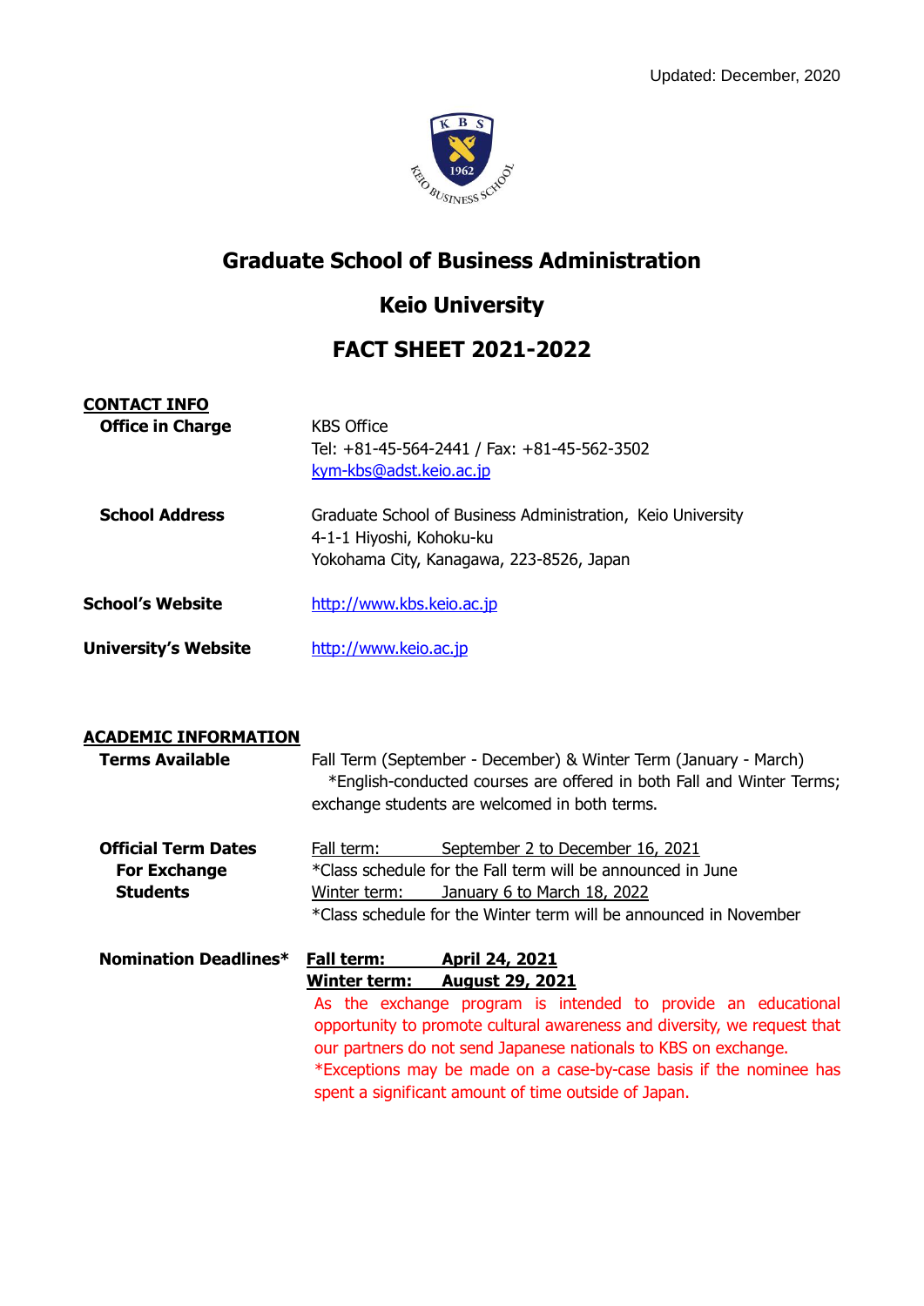Updated: December, 2020

# Graduate School of Business Administration

# Keio University

# FACT SHEET 2021-2022

## CONTACT INFO

**Office in Charge**

KBS Office
Tel: +81-45-564-2441 / Fax: +81-45-562-3502
kym-kbs@adst.keio.ac.jp

**School Address**

Graduate School of Business Administration, Keio University
4-1-1 Hiyoshi, Kohoku-ku
Yokohama City, Kanagawa, 223-8526, Japan

**School's Website**

http://www.kbs.keio.ac.jp

**University's Website**

http://www.keio.ac.jp

## ACADEMIC INFORMATION

**Terms Available**

Fall Term (September - December) & Winter Term (January - March)
*English-conducted courses are offered in both Fall and Winter Terms; exchange students are welcomed in both terms.

**Official Term Dates For Exchange Students**

Fall term: September 2 to December 16, 2021
*Class schedule for the Fall term will be announced in June
Winter term: January 6 to March 18, 2022
*Class schedule for the Winter term will be announced in November

**Nomination Deadlines***

**Fall term: April 24, 2021**
**Winter term: August 29, 2021**

As the exchange program is intended to provide an educational opportunity to promote cultural awareness and diversity, we request that our partners do not send Japanese nationals to KBS on exchange.
*Exceptions may be made on a case-by-case basis if the nominee has spent a significant amount of time outside of Japan.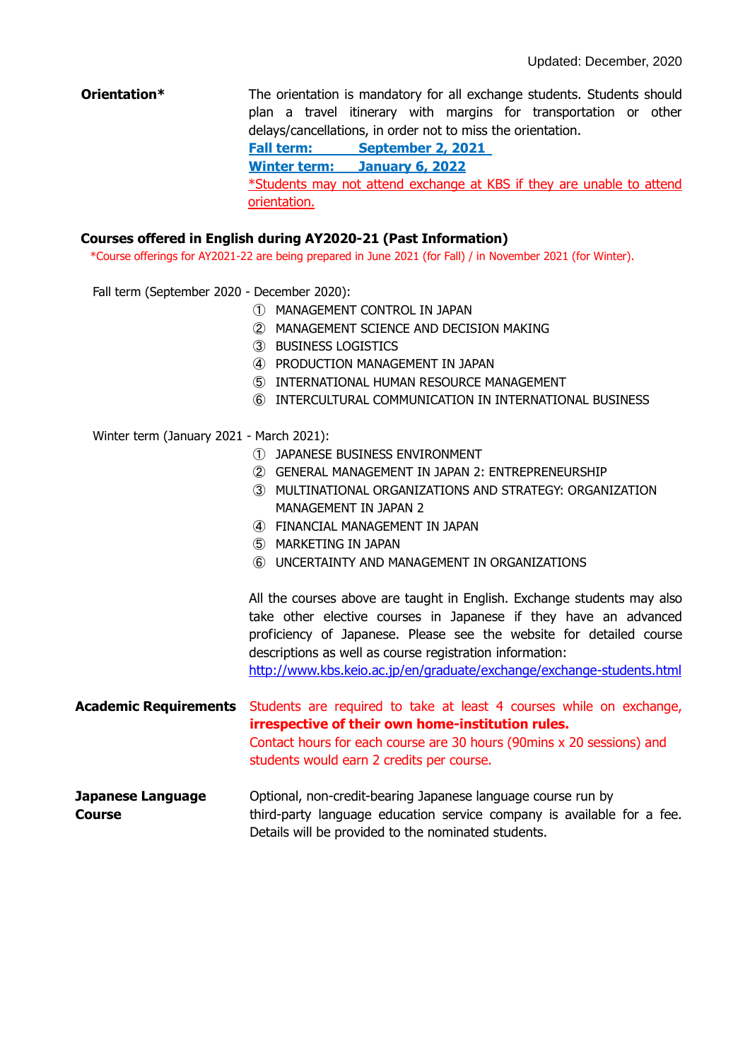Updated: December, 2020

**Orientation***

The orientation is mandatory for all exchange students. Students should plan a travel itinerary with margins for transportation or other delays/cancellations, in order not to miss the orientation.

**Fall term: September 2, 2021**
**Winter term: January 6, 2022**

*Students may not attend exchange at KBS if they are unable to attend orientation.

**Courses offered in English during AY2020-21 (Past Information)**

*Course offerings for AY2021-22 are being prepared in June 2021 (for Fall) / in November 2021 (for Winter).

Fall term (September 2020 - December 2020):

① MANAGEMENT CONTROL IN JAPAN
② MANAGEMENT SCIENCE AND DECISION MAKING
③ BUSINESS LOGISTICS
④ PRODUCTION MANAGEMENT IN JAPAN
⑤ INTERNATIONAL HUMAN RESOURCE MANAGEMENT
⑥ INTERCULTURAL COMMUNICATION IN INTERNATIONAL BUSINESS

Winter term (January 2021 - March 2021):

① JAPANESE BUSINESS ENVIRONMENT
② GENERAL MANAGEMENT IN JAPAN 2: ENTREPRENEURSHIP
③ MULTINATIONAL ORGANIZATIONS AND STRATEGY: ORGANIZATION MANAGEMENT IN JAPAN 2
④ FINANCIAL MANAGEMENT IN JAPAN
⑤ MARKETING IN JAPAN
⑥ UNCERTAINTY AND MANAGEMENT IN ORGANIZATIONS

All the courses above are taught in English. Exchange students may also take other elective courses in Japanese if they have an advanced proficiency of Japanese. Please see the website for detailed course descriptions as well as course registration information:
http://www.kbs.keio.ac.jp/en/graduate/exchange/exchange-students.html

**Academic Requirements**

Students are required to take at least 4 courses while on exchange, **irrespective of their own home-institution rules.**
Contact hours for each course are 30 hours (90mins x 20 sessions) and students would earn 2 credits per course.

**Japanese Language Course**

Optional, non-credit-bearing Japanese language course run by third-party language education service company is available for a fee. Details will be provided to the nominated students.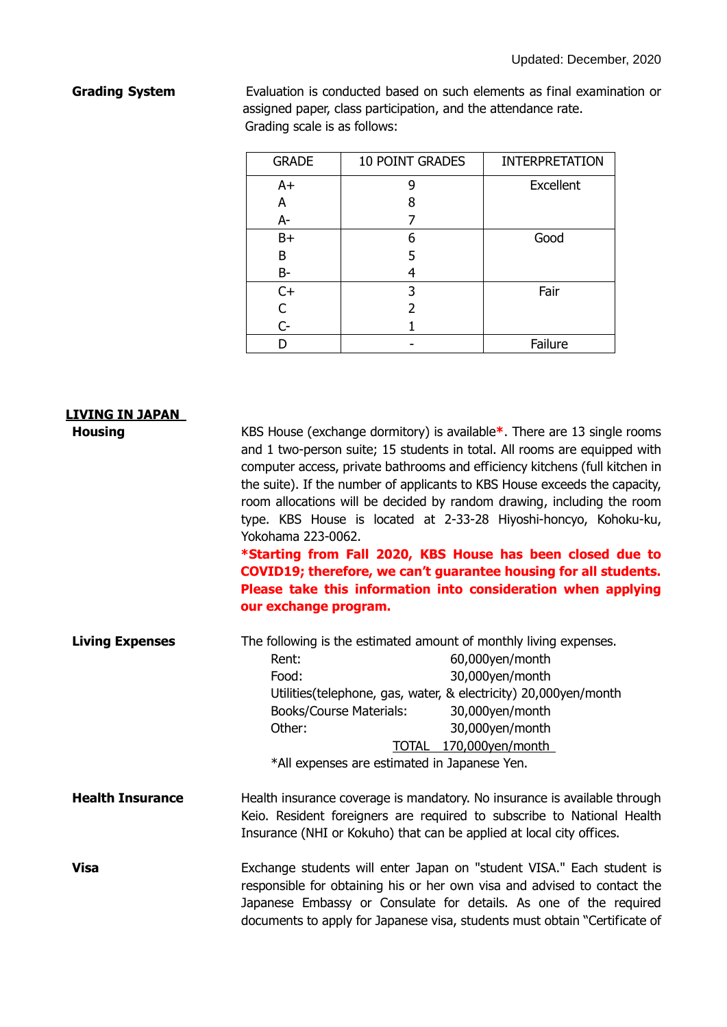Updated: December, 2020

**Grading System**

Evaluation is conducted based on such elements as final examination or assigned paper, class participation, and the attendance rate.
Grading scale is as follows:

| GRADE | 10 POINT GRADES | INTERPRETATION |
|---|---|---|
| A+ | 9 | Excellent |
| A | 8 | |
| A- | 7 | |
| B+ | 6 | Good |
| B | 5 | |
| B- | 4 | |
| C+ | 3 | Fair |
| C | 2 | |
| C- | 1 | |
| D | - | Failure |

## LIVING IN JAPAN

**Housing**

KBS House (exchange dormitory) is available*. There are 13 single rooms and 1 two-person suite; 15 students in total. All rooms are equipped with computer access, private bathrooms and efficiency kitchens (full kitchen in the suite). If the number of applicants to KBS House exceeds the capacity, room allocations will be decided by random drawing, including the room type. KBS House is located at 2-33-28 Hiyoshi-honcyo, Kohoku-ku, Yokohama 223-0062.

**\*Starting from Fall 2020, KBS House has been closed due to COVID19; therefore, we can't guarantee housing for all students. Please take this information into consideration when applying our exchange program.**

**Living Expenses**

The following is the estimated amount of monthly living expenses.

| | |
|---|---|
| Rent: | 60,000yen/month |
| Food: | 30,000yen/month |
| Utilities(telephone, gas, water, & electricity) | 20,000yen/month |
| Books/Course Materials: | 30,000yen/month |
| Other: | 30,000yen/month |
| TOTAL | 170,000yen/month |

*All expenses are estimated in Japanese Yen.

**Health Insurance**

Health insurance coverage is mandatory. No insurance is available through Keio. Resident foreigners are required to subscribe to National Health Insurance (NHI or Kokuho) that can be applied at local city offices.

**Visa**

Exchange students will enter Japan on "student VISA." Each student is responsible for obtaining his or her own visa and advised to contact the Japanese Embassy or Consulate for details. As one of the required documents to apply for Japanese visa, students must obtain "Certificate of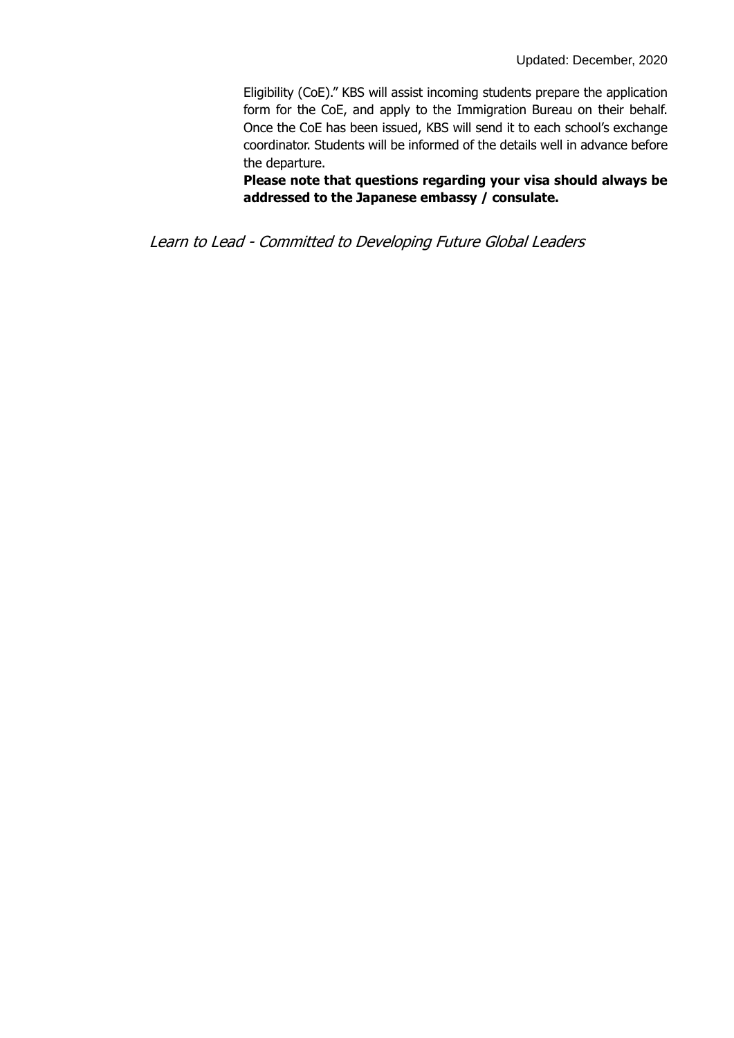Eligibility (CoE)." KBS will assist incoming students prepare the application form for the CoE, and apply to the Immigration Bureau on their behalf. Once the CoE has been issued, KBS will send it to each school's exchange coordinator. Students will be informed of the details well in advance before the departure.

**Please note that questions regarding your visa should always be addressed to the Japanese embassy / consulate.**

*Learn to Lead - Committed to Developing Future Global Leaders*